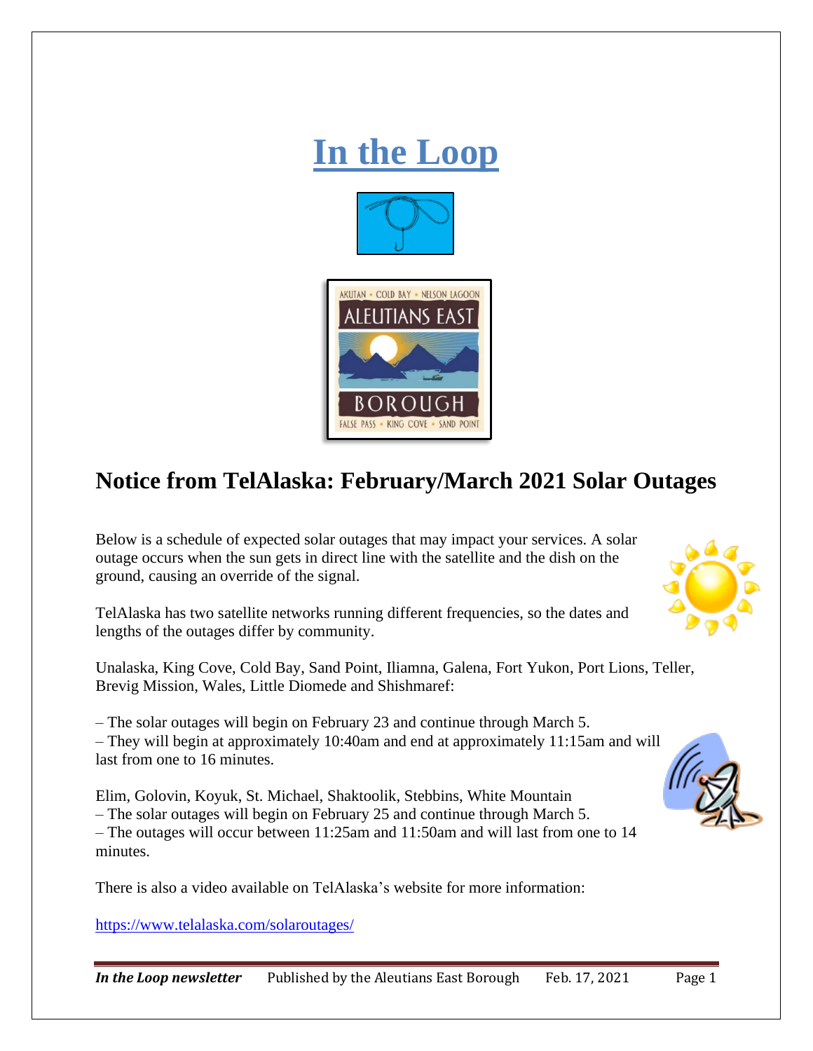# In the Loop

## Notice from TelAlaska: February/March 2021 Solar Outages

Below is a schedule of expected solar outages that may impact your services. A solar outage occurs when the sun gets in direct line with the satellite and the dish on the ground, causing an override of the signal.

TelAlaska has two satellite networks running different frequencies, so the dates and lengths of the outages differ by community.

Unalaska, King Cove, Cold Bay, Sand Point, Iliamna, Galena, Fort Yukon, Port Lions, Teller, Brevig Mission, Wales, Little Diomede and Shishmaref:

– The solar outages will begin on February 23 and continue through March 5.
– They will begin at approximately 10:40am and end at approximately 11:15am and will last from one to 16 minutes.

Elim, Golovin, Koyuk, St. Michael, Shaktoolik, Stebbins, White Mountain
– The solar outages will begin on February 25 and continue through March 5.
– The outages will occur between 11:25am and 11:50am and will last from one to 14 minutes.

There is also a video available on TelAlaska's website for more information:

https://www.telalaska.com/solaroutages/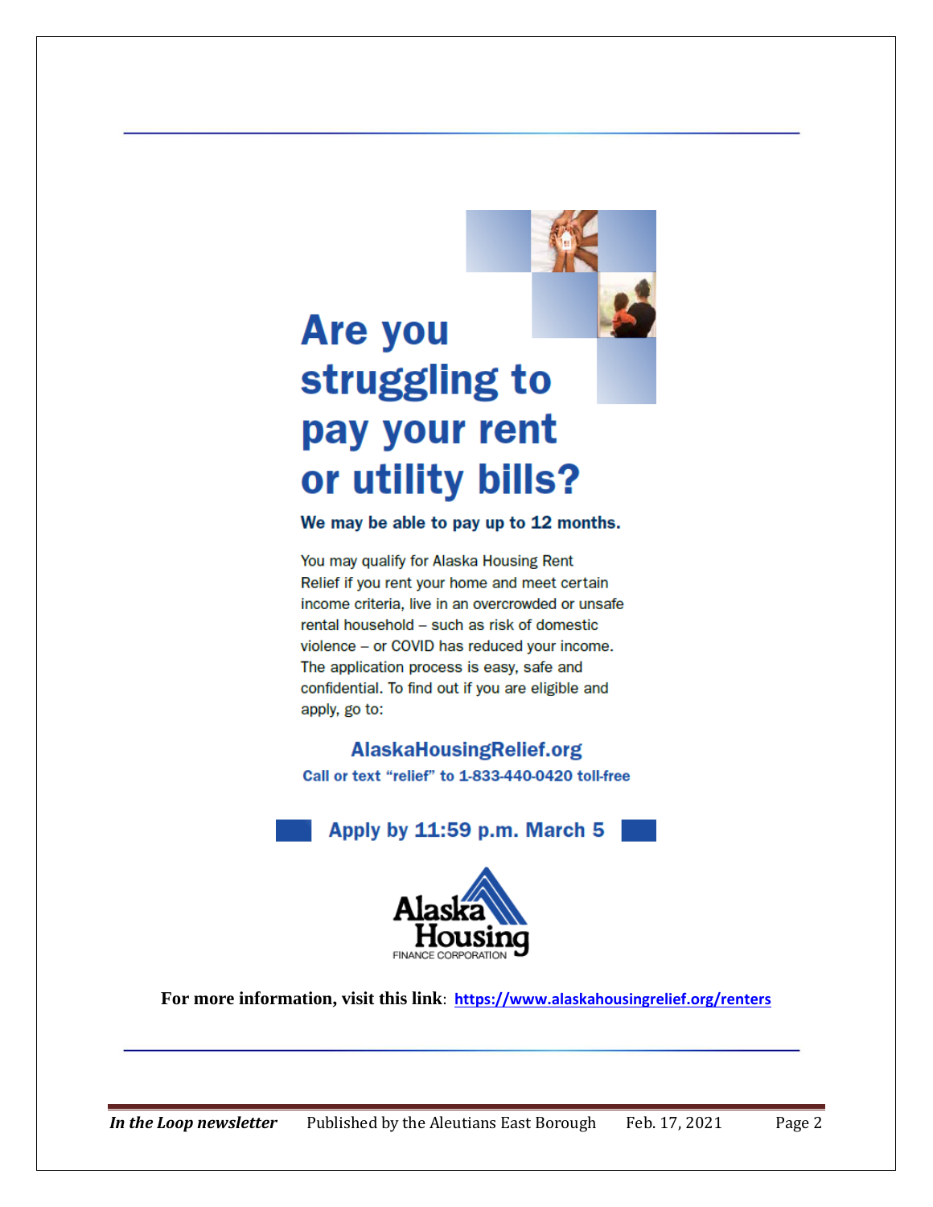# Are you struggling to pay your rent or utility bills?

**We may be able to pay up to 12 months.**

You may qualify for Alaska Housing Rent Relief if you rent your home and meet certain income criteria, live in an overcrowded or unsafe rental household – such as risk of domestic violence – or COVID has reduced your income. The application process is easy, safe and confidential. To find out if you are eligible and apply, go to:

**AlaskaHousingRelief.org**

**Call or text "relief" to 1-833-440-0420 toll-free**

**Apply by 11:59 p.m. March 5**

Alaska Housing FINANCE CORPORATION

**For more information, visit this link**: https://www.alaskahousingrelief.org/renters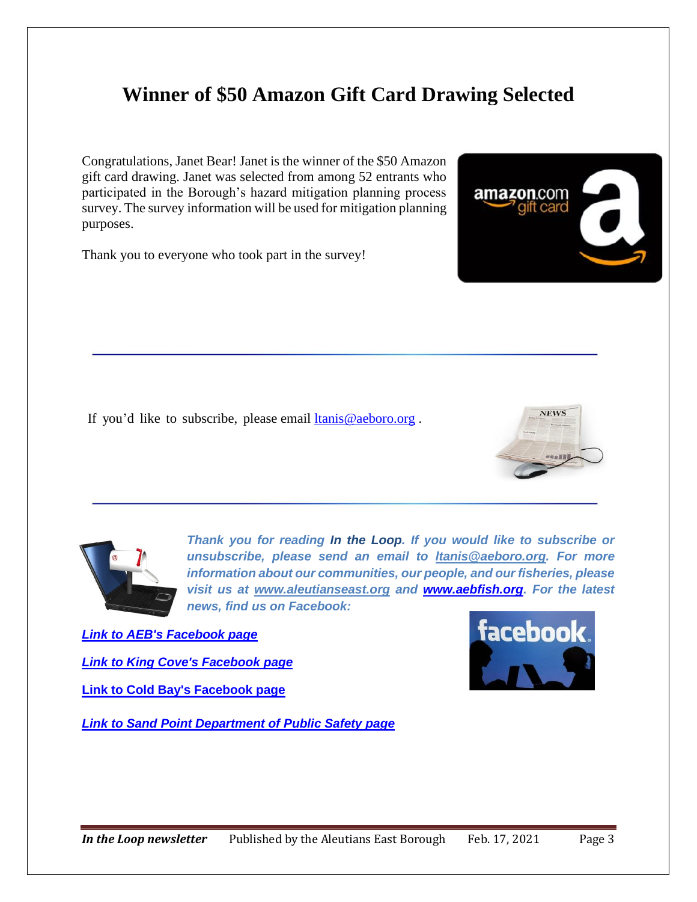# Winner of $50 Amazon Gift Card Drawing Selected

Congratulations, Janet Bear! Janet is the winner of the $50 Amazon gift card drawing. Janet was selected from among 52 entrants who participated in the Borough's hazard mitigation planning process survey. The survey information will be used for mitigation planning purposes.

Thank you to everyone who took part in the survey!

---

If you'd like to subscribe, please email ltanis@aeboro.org .

---

***Thank you for reading In the Loop. If you would like to subscribe or unsubscribe, please send an email to ltanis@aeboro.org. For more information about our communities, our people, and our fisheries, please visit us at www.aleutianseast.org and www.aebfish.org. For the latest news, find us on Facebook:***

***Link to AEB's Facebook page***

***Link to King Cove's Facebook page***

**Link to Cold Bay's Facebook page**

***Link to Sand Point Department of Public Safety page***